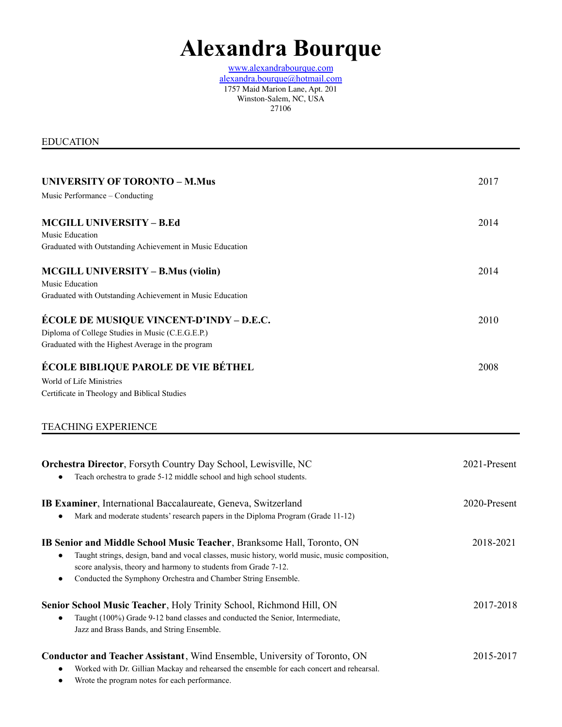# Alexandra Bourque

[www.alexandrabourque.com](http://www.alexandrabourque.com)
[alexandra.bourque@hotmail.com](mailto:alexandra.bourque@hotmail.com)
1757 Maid Marion Lane, Apt. 201
Winston-Salem, NC, USA
27106

## EDUCATION

**UNIVERSITY OF TORONTO – M.Mus** — 2017
Music Performance – Conducting

**MCGILL UNIVERSITY – B.Ed** — 2014
Music Education
Graduated with Outstanding Achievement in Music Education

**MCGILL UNIVERSITY – B.Mus (violin)** — 2014
Music Education
Graduated with Outstanding Achievement in Music Education

**ÉCOLE DE MUSIQUE VINCENT-D'INDY – D.E.C.** — 2010
Diploma of College Studies in Music (C.E.G.E.P.)
Graduated with the Highest Average in the program

**ÉCOLE BIBLIQUE PAROLE DE VIE BÉTHEL** — 2008
World of Life Ministries
Certificate in Theology and Biblical Studies

## TEACHING EXPERIENCE

**Orchestra Director**, Forsyth Country Day School, Lewisville, NC — 2021-Present

- Teach orchestra to grade 5-12 middle school and high school students.

**IB Examiner**, International Baccalaureate, Geneva, Switzerland — 2020-Present

- Mark and moderate students' research papers in the Diploma Program (Grade 11-12)

**IB Senior and Middle School Music Teacher**, Branksome Hall, Toronto, ON — 2018-2021

- Taught strings, design, band and vocal classes, music history, world music, music composition, score analysis, theory and harmony to students from Grade 7-12.
- Conducted the Symphony Orchestra and Chamber String Ensemble.

**Senior School Music Teacher**, Holy Trinity School, Richmond Hill, ON — 2017-2018

- Taught (100%) Grade 9-12 band classes and conducted the Senior, Intermediate, Jazz and Brass Bands, and String Ensemble.

**Conductor and Teacher Assistant**, Wind Ensemble, University of Toronto, ON — 2015-2017

- Worked with Dr. Gillian Mackay and rehearsed the ensemble for each concert and rehearsal.
- Wrote the program notes for each performance.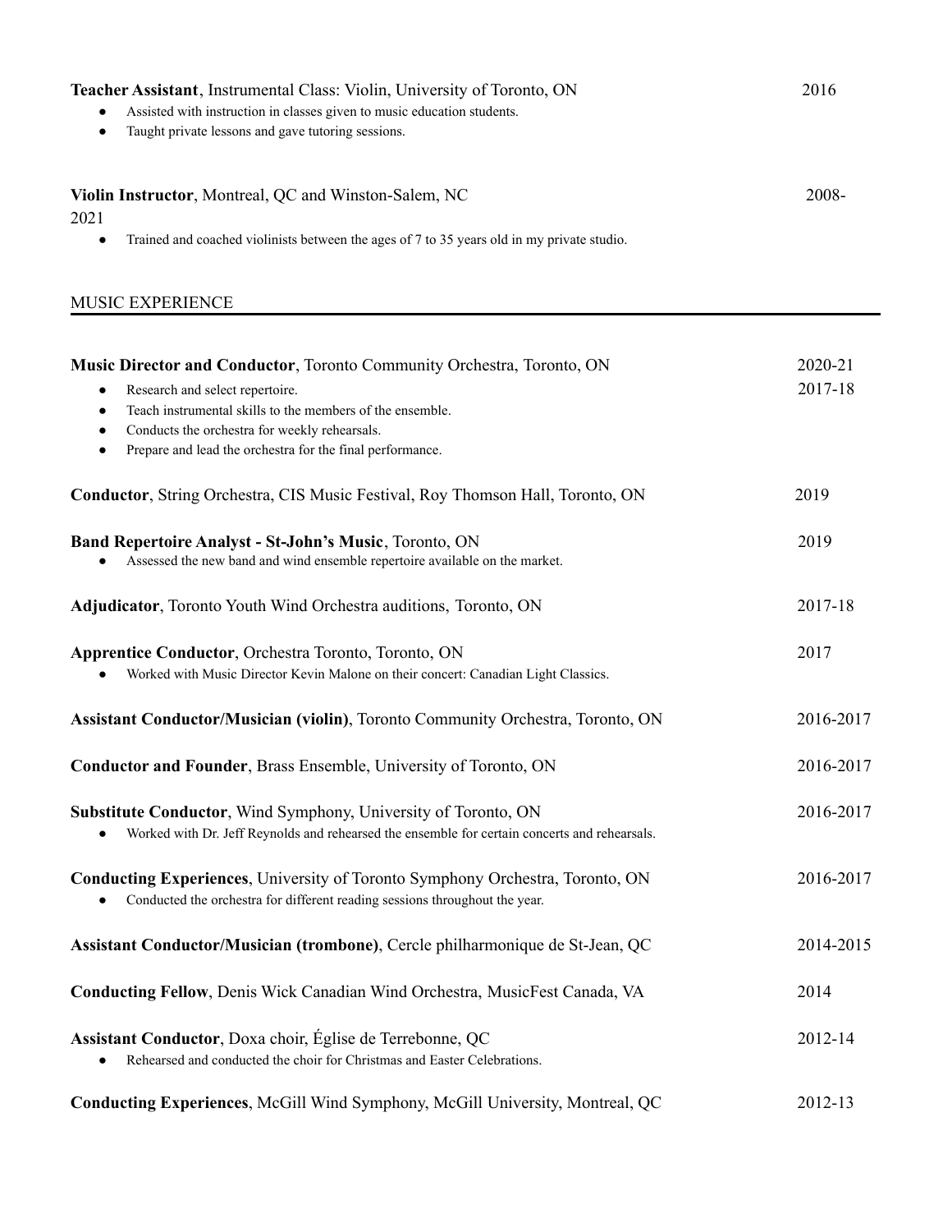**Teacher Assistant**, Instrumental Class: Violin, University of Toronto, ON 2016

- Assisted with instruction in classes given to music education students.
- Taught private lessons and gave tutoring sessions.

**Violin Instructor**, Montreal, QC and Winston-Salem, NC 2008-2021

- Trained and coached violinists between the ages of 7 to 35 years old in my private studio.

## MUSIC EXPERIENCE

**Music Director and Conductor**, Toronto Community Orchestra, Toronto, ON 2020-21, 2017-18

- Research and select repertoire.
- Teach instrumental skills to the members of the ensemble.
- Conducts the orchestra for weekly rehearsals.
- Prepare and lead the orchestra for the final performance.

**Conductor**, String Orchestra, CIS Music Festival, Roy Thomson Hall, Toronto, ON 2019

**Band Repertoire Analyst - St-John's Music**, Toronto, ON 2019

- Assessed the new band and wind ensemble repertoire available on the market.

**Adjudicator**, Toronto Youth Wind Orchestra auditions, Toronto, ON 2017-18

**Apprentice Conductor**, Orchestra Toronto, Toronto, ON 2017

- Worked with Music Director Kevin Malone on their concert: Canadian Light Classics.

**Assistant Conductor/Musician (violin)**, Toronto Community Orchestra, Toronto, ON 2016-2017

**Conductor and Founder**, Brass Ensemble, University of Toronto, ON 2016-2017

**Substitute Conductor**, Wind Symphony, University of Toronto, ON 2016-2017

- Worked with Dr. Jeff Reynolds and rehearsed the ensemble for certain concerts and rehearsals.

**Conducting Experiences**, University of Toronto Symphony Orchestra, Toronto, ON 2016-2017

- Conducted the orchestra for different reading sessions throughout the year.

**Assistant Conductor/Musician (trombone)**, Cercle philharmonique de St-Jean, QC 2014-2015

**Conducting Fellow**, Denis Wick Canadian Wind Orchestra, MusicFest Canada, VA 2014

**Assistant Conductor**, Doxa choir, Église de Terrebonne, QC 2012-14

- Rehearsed and conducted the choir for Christmas and Easter Celebrations.

**Conducting Experiences**, McGill Wind Symphony, McGill University, Montreal, QC 2012-13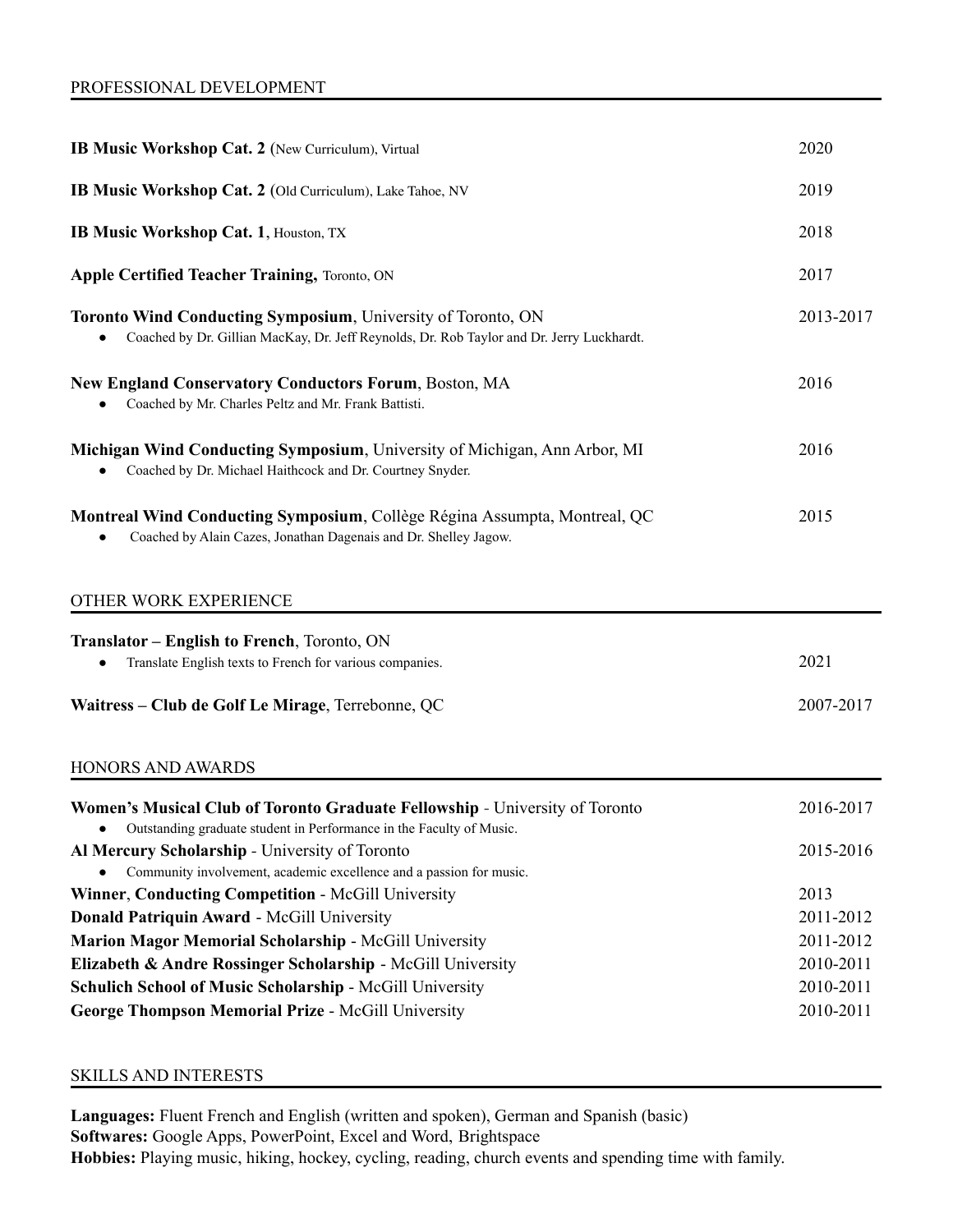## PROFESSIONAL DEVELOPMENT

**IB Music Workshop Cat. 2** (New Curriculum), Virtual — 2020

**IB Music Workshop Cat. 2** (Old Curriculum), Lake Tahoe, NV — 2019

**IB Music Workshop Cat. 1**, Houston, TX — 2018

**Apple Certified Teacher Training,** Toronto, ON — 2017

**Toronto Wind Conducting Symposium**, University of Toronto, ON — 2013-2017
- Coached by Dr. Gillian MacKay, Dr. Jeff Reynolds, Dr. Rob Taylor and Dr. Jerry Luckhardt.

**New England Conservatory Conductors Forum**, Boston, MA — 2016
- Coached by Mr. Charles Peltz and Mr. Frank Battisti.

**Michigan Wind Conducting Symposium**, University of Michigan, Ann Arbor, MI — 2016
- Coached by Dr. Michael Haithcock and Dr. Courtney Snyder.

**Montreal Wind Conducting Symposium**, Collège Régina Assumpta, Montreal, QC — 2015
- Coached by Alain Cazes, Jonathan Dagenais and Dr. Shelley Jagow.

## OTHER WORK EXPERIENCE

**Translator – English to French**, Toronto, ON — 2021
- Translate English texts to French for various companies.

**Waitress – Club de Golf Le Mirage**, Terrebonne, QC — 2007-2017

## HONORS AND AWARDS

**Women's Musical Club of Toronto Graduate Fellowship** - University of Toronto — 2016-2017
- Outstanding graduate student in Performance in the Faculty of Music.

**Al Mercury Scholarship** - University of Toronto — 2015-2016
- Community involvement, academic excellence and a passion for music.

**Winner**, **Conducting Competition** - McGill University — 2013

**Donald Patriquin Award** - McGill University — 2011-2012

**Marion Magor Memorial Scholarship** - McGill University — 2011-2012

**Elizabeth & Andre Rossinger Scholarship** - McGill University — 2010-2011

**Schulich School of Music Scholarship** - McGill University — 2010-2011

**George Thompson Memorial Prize** - McGill University — 2010-2011

## SKILLS AND INTERESTS

**Languages:** Fluent French and English (written and spoken), German and Spanish (basic)
**Softwares:** Google Apps, PowerPoint, Excel and Word, Brightspace
**Hobbies:** Playing music, hiking, hockey, cycling, reading, church events and spending time with family.